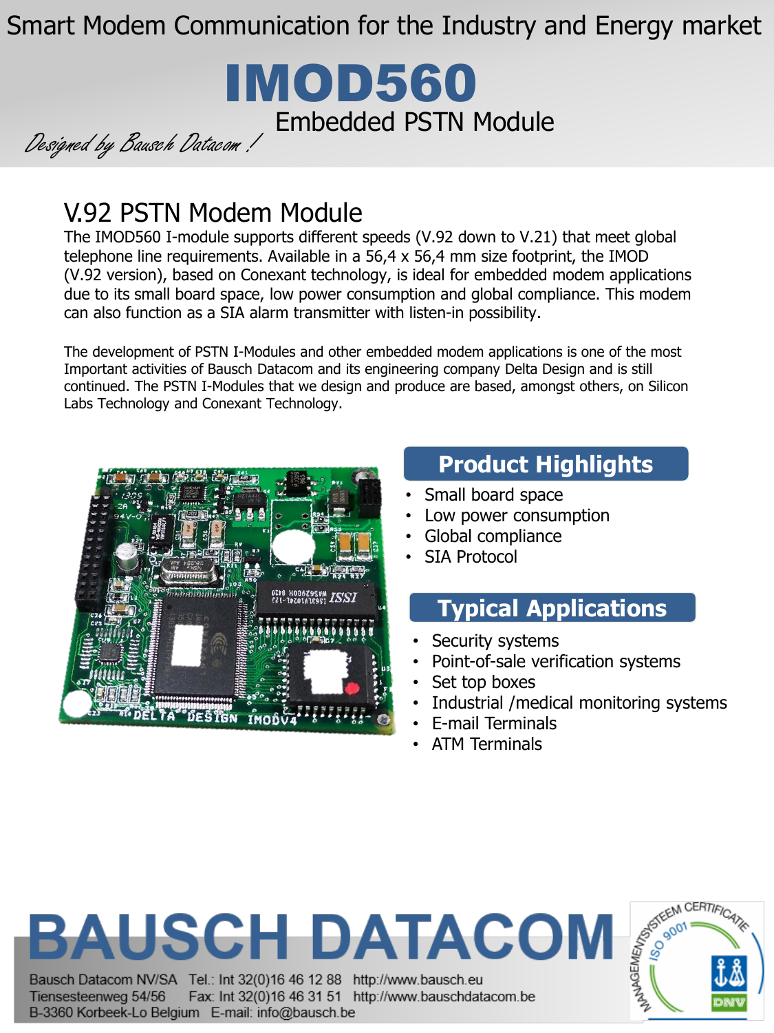Smart Modem Communication for the Industry and Energy market

# IMOD560

## Embedded PSTN Module

*Designed by Bausch Datacom !*

## V.92 PSTN Modem Module

The IMOD560 I-module supports different speeds (V.92 down to V.21) that meet global telephone line requirements. Available in a 56,4 x 56,4 mm size footprint, the IMOD (V.92 version), based on Conexant technology, is ideal for embedded modem applications due to its small board space, low power consumption and global compliance. This modem can also function as a SIA alarm transmitter with listen-in possibility.

The development of PSTN I-Modules and other embedded modem applications is one of the most Important activities of Bausch Datacom and its engineering company Delta Design and is still continued. The PSTN I-Modules that we design and produce are based, amongst others, on Silicon Labs Technology and Conexant Technology.

### Product Highlights

- Small board space
- Low power consumption
- Global compliance
- SIA Protocol

### Typical Applications

- Security systems
- Point-of-sale verification systems
- Set top boxes
- Industrial /medical monitoring systems
- E-mail Terminals
- ATM Terminals

**BAUSCH DATACOM**

Bausch Datacom NV/SA
Tiensesteenweg 54/56
B-3360 Korbeek-Lo Belgium

Tel.: Int 32(0)16 46 12 88
Fax: Int 32(0)16 46 31 51
E-mail: info@bausch.be

http://www.bausch.eu
http://www.bauschdatacom.be

MANAGEMENTSYSTEEM CERTIFICATIE ISO 9001 DNV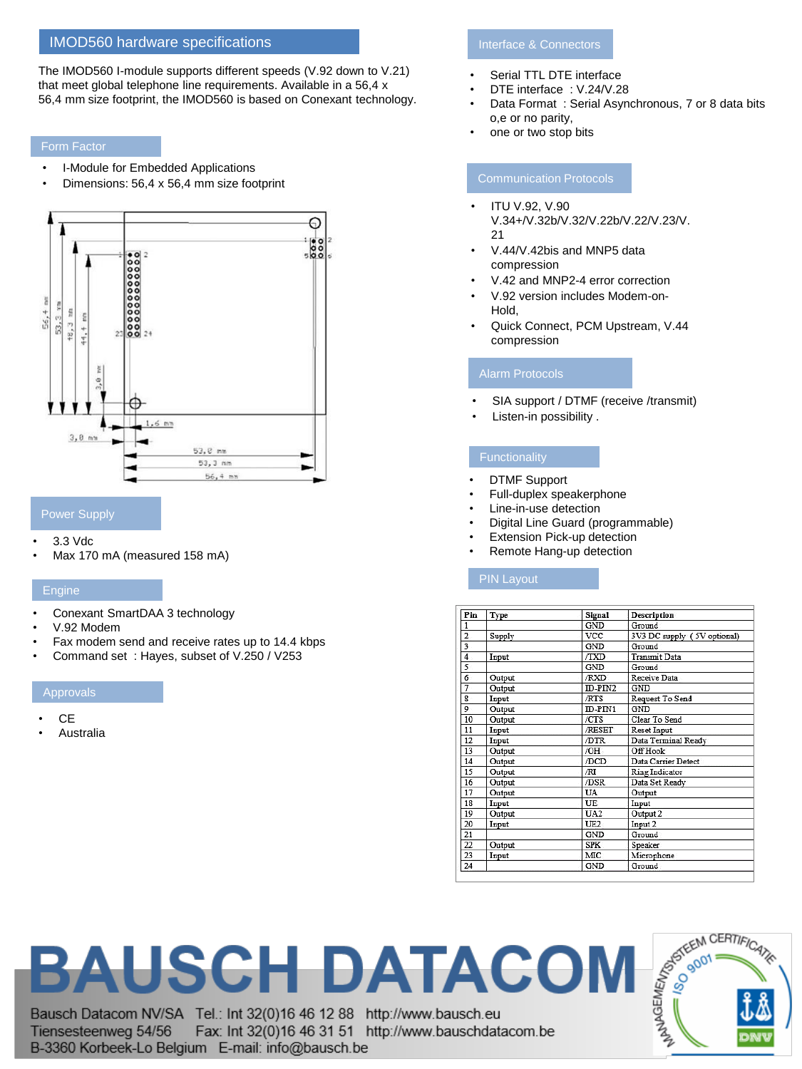# IMOD560 hardware specifications

The IMOD560 I-module supports different speeds (V.92 down to V.21) that meet global telephone line requirements. Available in a 56,4 x 56,4 mm size footprint, the IMOD560 is based on Conexant technology.

## Form Factor

- I-Module for Embedded Applications
- Dimensions: 56,4 x 56,4 mm size footprint

56,4 mm
53,3 mm
48,3 mm
44,4 mm
3,0 mm
1,6 mm
3,0 mm
53,0 mm
53,3 mm
56,4 mm
1 2
5 6
1 2
23 24

## Power Supply

- 3.3 Vdc
- Max 170 mA (measured 158 mA)

## Engine

- Conexant SmartDAA 3 technology
- V.92 Modem
- Fax modem send and receive rates up to 14.4 kbps
- Command set : Hayes, subset of V.250 / V253

## Approvals

- CE
- Australia

## Interface & Connectors

- Serial TTL DTE interface
- DTE interface : V.24/V.28
- Data Format : Serial Asynchronous, 7 or 8 data bits o,e or no parity,
- one or two stop bits

## Communication Protocols

- ITU V.92, V.90 V.34+/V.32b/V.32/V.22b/V.22/V.23/V.21
- V.44/V.42bis and MNP5 data compression
- V.42 and MNP2-4 error correction
- V.92 version includes Modem-on-Hold,
- Quick Connect, PCM Upstream, V.44 compression

## Alarm Protocols

- SIA support / DTMF (receive /transmit)
- Listen-in possibility .

## Functionality

- DTMF Support
- Full-duplex speakerphone
- Line-in-use detection
- Digital Line Guard (programmable)
- Extension Pick-up detection
- Remote Hang-up detection

## PIN Layout

| Pin | Type | Signal | Description |
|---|---|---|---|
| 1 | | GND | Ground |
| 2 | Supply | VCC | 3V3 DC supply ( 5V optional) |
| 3 | | GND | Ground |
| 4 | Input | /TXD | Transmit Data |
| 5 | | GND | Ground |
| 6 | Output | /RXD | Receive Data |
| 7 | Output | ID-PIN2 | GND |
| 8 | Input | /RTS | Request To Send |
| 9 | Output | ID-PIN1 | GND |
| 10 | Output | /CTS | Clear To Send |
| 11 | Input | /RESET | Reset Input |
| 12 | Input | /DTR | Data Terminal Ready |
| 13 | Output | /OH | Off Hook |
| 14 | Output | /DCD | Data Carrier Detect |
| 15 | Output | /RI | Ring Indicator |
| 16 | Output | /DSR | Data Set Ready |
| 17 | Output | UA | Output |
| 18 | Input | UE | Input |
| 19 | Output | UA2 | Output 2 |
| 20 | Input | UE2 | Input 2 |
| 21 | | GND | Ground |
| 22 | Output | SPK | Speaker |
| 23 | Input | MIC | Microphone |
| 24 | | GND | Ground |

**BAUSCH DATACOM**

Bausch Datacom NV/SA Tel.: Int 32(0)16 46 12 88 http://www.bausch.eu
Tiensesteenweg 54/56 Fax: Int 32(0)16 46 31 51 http://www.bauschdatacom.be
B-3360 Korbeek-Lo Belgium E-mail: info@bausch.be

MANAGEMENTSYSTEEM CERTIFICATIE ISO 9001 DNV